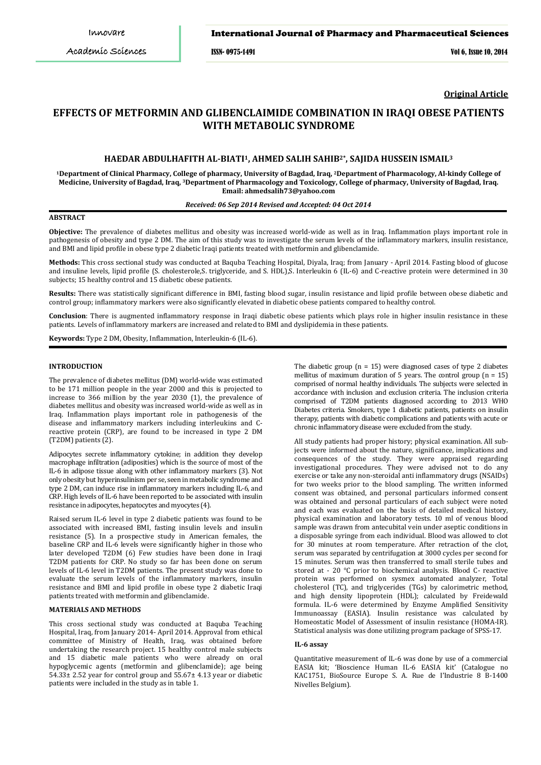**Original Article**

# EFFECTS OF METFORMIN AND GLIBENCLAIMIDE COMBINATION IN IRAQI OBESE PATIENTS WITH METABOLIC SYNDROME

## HAEDAR ABDULHAFITH AL-BIATI[1], AHMED SALIH SAHIB[2*], SAJIDA HUSSEIN ISMAIL[3]

[1]Department of Clinical Pharmacy, College of pharmacy, University of Bagdad, Iraq, [2]Department of Pharmacology, Al-kindy College of Medicine, University of Bagdad, Iraq, [3]Department of Pharmacology and Toxicology, College of pharmacy, University of Bagdad, Iraq. Email: ahmedsalih73@yahoo.com

*Received: 06 Sep 2014 Revised and Accepted: 04 Oct 2014*

### ABSTRACT

**Objective:** The prevalence of diabetes mellitus and obesity was increased world-wide as well as in Iraq. Inflammation plays important role in pathogenesis of obesity and type 2 DM. The aim of this study was to investigate the serum levels of the inflammatory markers, insulin resistance, and BMI and lipid profile in obese type 2 diabetic Iraqi patients treated with metformin and glibenclamide.

**Methods:** This cross sectional study was conducted at Baquba Teaching Hospital, Diyala, Iraq; from January - April 2014. Fasting blood of glucose and insuline levels, lipid profile (S. cholesterole,S. triglyceride, and S. HDL),S. Interleukin 6 (IL-6) and C-reactive protein were determined in 30 subjects; 15 healthy control and 15 diabetic obese patients.

**Results:** There was statistically significant difference in BMI, fasting blood sugar, insulin resistance and lipid profile between obese diabetic and control group; inflammatory markers were also significantly elevated in diabetic obese patients compared to healthy control.

**Conclusion**: There is augmented inflammatory response in Iraqi diabetic obese patients which plays role in higher insulin resistance in these patients. Levels of inflammatory markers are increased and related to BMI and dyslipidemia in these patients.

**Keywords:** Type 2 DM, Obesity, Inflammation, Interleukin-6 (IL-6).

### INTRODUCTION

The prevalence of diabetes mellitus (DM) world-wide was estimated to be 171 million people in the year 2000 and this is projected to increase to 366 million by the year 2030 (1), the prevalence of diabetes mellitus and obesity was increased world-wide as well as in Iraq. Inflammation plays important role in pathogenesis of the disease and inflammatory markers including interleukins and C-reactive protein (CRP), are found to be increased in type 2 DM (T2DM) patients (2).

Adipocytes secrete inflammatory cytokine; in addition they develop macrophage infiltration (adiposities) which is the source of most of the IL-6 in adipose tissue along with other inflammatory markers (3). Not only obesity but hyperinsulinism per se, seen in metabolic syndrome and type 2 DM, can induce rise in inflammatory markers including IL-6, and CRP. High levels of IL-6 have been reported to be associated with insulin resistance in adipocytes, hepatocytes and myocytes (4).

Raised serum IL-6 level in type 2 diabetic patients was found to be associated with increased BMI, fasting insulin levels and insulin resistance (5). In a prospective study in American females, the baseline CRP and IL-6 levels were significantly higher in those who later developed T2DM (6) Few studies have been done in Iraqi T2DM patients for CRP. No study so far has been done on serum levels of IL-6 level in T2DM patients. The present study was done to evaluate the serum levels of the inflammatory markers, insulin resistance and BMI and lipid profile in obese type 2 diabetic Iraqi patients treated with metformin and glibenclamide.

### MATERIALS AND METHODS

This cross sectional study was conducted at Baquba Teaching Hospital, Iraq, from January 2014- April 2014. Approval from ethical committee of Ministry of Health, Iraq, was obtained before undertaking the research project. 15 healthy control male subjects and 15 diabetic male patients who were already on oral hypoglycemic agents (metformin and glibenclamide); age being 54.33± 2.52 year for control group and 55.67± 4.13 year or diabetic patients were included in the study as in table 1.

The diabetic group (n = 15) were diagnosed cases of type 2 diabetes mellitus of maximum duration of 5 years. The control group (n = 15) comprised of normal healthy individuals. The subjects were selected in accordance with inclusion and exclusion criteria. The inclusion criteria comprised of T2DM patients diagnosed according to 2013 WHO Diabetes criteria. Smokers, type 1 diabetic patients, patients on insulin therapy, patients with diabetic complications and patients with acute or chronic inflammatory disease were excluded from the study.

All study patients had proper history; physical examination. All subjects were informed about the nature, significance, implications and consequences of the study. They were appraised regarding investigational procedures. They were advised not to do any exercise or take any non-steroidal anti inflammatory drugs (NSAIDs) for two weeks prior to the blood sampling. The written informed consent was obtained, and personal particulars informed consent was obtained and personal particulars of each subject were noted and each was evaluated on the basis of detailed medical history, physical examination and laboratory tests. 10 ml of venous blood sample was drawn from antecubital vein under aseptic conditions in a disposable syringe from each individual. Blood was allowed to clot for 30 minutes at room temperature. After retraction of the clot, serum was separated by centrifugation at 3000 cycles per second for 15 minutes. Serum was then transferred to small sterile tubes and stored at - 20 °C prior to biochemical analysis. Blood C- reactive protein was performed on sysmex automated analyzer, Total cholesterol (TC), and triglycerides (TGs) by calorimetric method, and high density lipoprotein (HDL); calculated by Freidewald formula. IL-6 were determined by Enzyme Amplified Sensitivity Immunoassay (EASIA). Insulin resistance was calculated by Homeostatic Model of Assessment of insulin resistance (HOMA-IR). Statistical analysis was done utilizing program package of SPSS-17.

#### IL-6 assay

Quantitative measurement of IL-6 was done by use of a commercial EASIA kit; 'Bioscience Human IL-6 EASIA kit' (Catalogue no KAC1751, BioSource Europe S. A. Rue de I'Industrie 8 B-1400 Nivelles Belgium).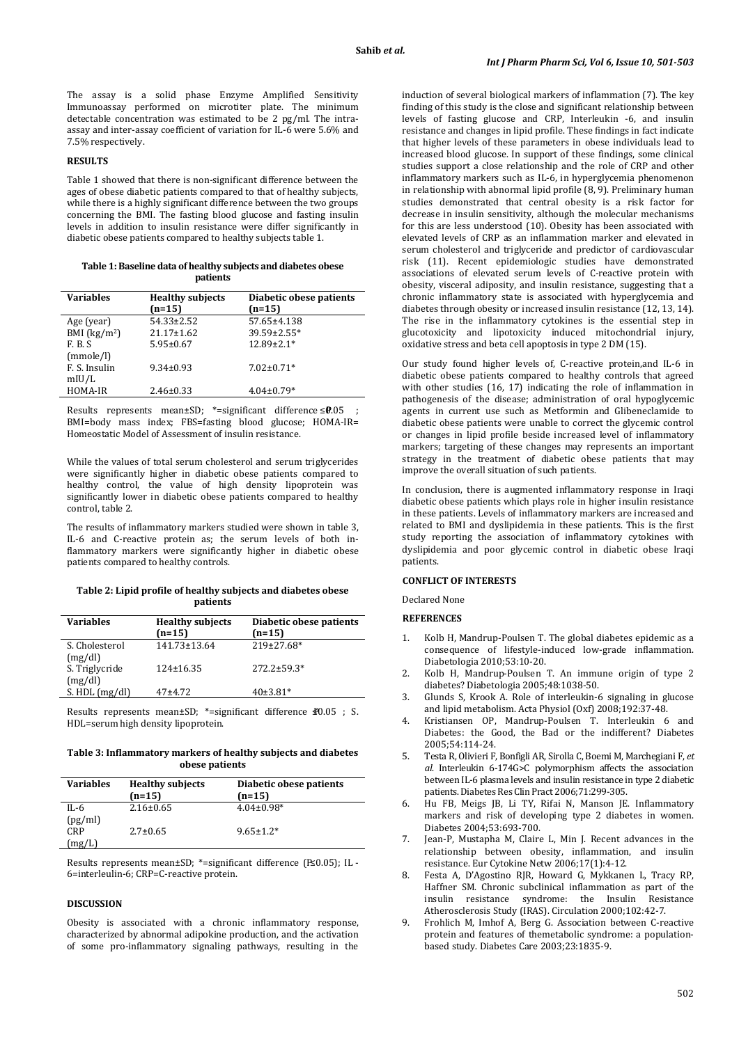The assay is a solid phase Enzyme Amplified Sensitivity Immunoassay performed on microtiter plate. The minimum detectable concentration was estimated to be 2 pg/ml. The intra-assay and inter-assay coefficient of variation for IL-6 were 5.6% and 7.5% respectively.

## RESULTS

Table 1 showed that there is non-significant difference between the ages of obese diabetic patients compared to that of healthy subjects, while there is a highly significant difference between the two groups concerning the BMI. The fasting blood glucose and fasting insulin levels in addition to insulin resistance were differ significantly in diabetic obese patients compared to healthy subjects table 1.

**Table 1: Baseline data of healthy subjects and diabetes obese patients**

| Variables | Healthy subjects (n=15) | Diabetic obese patients (n=15) |
|---|---|---|
| Age (year) | 54.33±2.52 | 57.65±4.138 |
| BMI (kg/m$^2$) | 21.17±1.62 | 39.59±2.55* |
| F. B. S (mmole/l) | 5.95±0.67 | 12.89±2.1* |
| F. S. Insulin mIU/L | 9.34±0.93 | 7.02±0.71* |
| HOMA-IR | 2.46±0.33 | 4.04±0.79* |

Results represents mean±SD; *=significant difference ≤0.05 ; BMI=body mass index; FBS=fasting blood glucose; HOMA-IR= Homeostatic Model of Assessment of insulin resistance.

While the values of total serum cholesterol and serum triglycerides were significantly higher in diabetic obese patients compared to healthy control, the value of high density lipoprotein was significantly lower in diabetic obese patients compared to healthy control, table 2.

The results of inflammatory markers studied were shown in table 3, IL-6 and C-reactive protein as; the serum levels of both inflammatory markers were significantly higher in diabetic obese patients compared to healthy controls.

**Table 2: Lipid profile of healthy subjects and diabetes obese patients**

| Variables | Healthy subjects (n=15) | Diabetic obese patients (n=15) |
|---|---|---|
| S. Cholesterol (mg/dl) | 141.73±13.64 | 219±27.68* |
| S. Triglycride (mg/dl) | 124±16.35 | 272.2±59.3* |
| S. HDL (mg/dl) | 47±4.72 | 40±3.81* |

Results represents mean±SD; *=significant difference ≤0.05 ; S. HDL=serum high density lipoprotein.

**Table 3: Inflammatory markers of healthy subjects and diabetes obese patients**

| Variables | Healthy subjects (n=15) | Diabetic obese patients (n=15) |
|---|---|---|
| IL-6 (pg/ml) | 2.16±0.65 | 4.04±0.98* |
| CRP (mg/L) | 2.7±0.65 | 9.65±1.2* |

Results represents mean±SD; *=significant difference (P≤0.05); IL-6=interleulin-6; CRP=C-reactive protein.

## DISCUSSION

Obesity is associated with a chronic inflammatory response, characterized by abnormal adipokine production, and the activation of some pro-inflammatory signaling pathways, resulting in the induction of several biological markers of inflammation (7). The key finding of this study is the close and significant relationship between levels of fasting glucose and CRP, Interleukin -6, and insulin resistance and changes in lipid profile. These findings in fact indicate that higher levels of these parameters in obese individuals lead to increased blood glucose. In support of these findings, some clinical studies support a close relationship and the role of CRP and other inflammatory markers such as IL-6, in hyperglycemia phenomenon in relationship with abnormal lipid profile (8, 9). Preliminary human studies demonstrated that central obesity is a risk factor for decrease in insulin sensitivity, although the molecular mechanisms for this are less understood (10). Obesity has been associated with elevated levels of CRP as an inflammation marker and elevated in serum cholesterol and triglyceride and predictor of cardiovascular risk (11). Recent epidemiologic studies have demonstrated associations of elevated serum levels of C-reactive protein with obesity, visceral adiposity, and insulin resistance, suggesting that a chronic inflammatory state is associated with hyperglycemia and diabetes through obesity or increased insulin resistance (12, 13, 14). The rise in the inflammatory cytokines is the essential step in glucotoxicity and lipotoxicity induced mitochondrial injury, oxidative stress and beta cell apoptosis in type 2 DM (15).

Our study found higher levels of, C-reactive protein,and IL-6 in diabetic obese patients compared to healthy controls that agreed with other studies (16, 17) indicating the role of inflammation in pathogenesis of the disease; administration of oral hypoglycemic agents in current use such as Metformin and Glibeneclamide to diabetic obese patients were unable to correct the glycemic control or changes in lipid profile beside increased level of inflammatory markers; targeting of these changes may represents an important strategy in the treatment of diabetic obese patients that may improve the overall situation of such patients.

In conclusion, there is augmented inflammatory response in Iraqi diabetic obese patients which plays role in higher insulin resistance in these patients. Levels of inflammatory markers are increased and related to BMI and dyslipidemia in these patients. This is the first study reporting the association of inflammatory cytokines with dyslipidemia and poor glycemic control in diabetic obese Iraqi patients.

## CONFLICT OF INTERESTS

Declared None

## REFERENCES

1. Kolb H, Mandrup-Poulsen T. The global diabetes epidemic as a consequence of lifestyle-induced low-grade inflammation. Diabetologia 2010;53:10-20.
2. Kolb H, Mandrup-Poulsen T. An immune origin of type 2 diabetes? Diabetologia 2005;48:1038-50.
3. Glunds S, Krook A. Role of interleukin-6 signaling in glucose and lipid metabolism. Acta Physiol (Oxf) 2008;192:37-48.
4. Kristiansen OP, Mandrup-Poulsen T. Interleukin 6 and Diabetes: the Good, the Bad or the indifferent? Diabetes 2005;54:114-24.
5. Testa R, Olivieri F, Bonfigli AR, Sirolla C, Boemi M, Marchegiani F, *et al.* Interleukin 6-174G>C polymorphism affects the association between IL-6 plasma levels and insulin resistance in type 2 diabetic patients. Diabetes Res Clin Pract 2006;71:299-305.
6. Hu FB, Meigs JB, Li TY, Rifai N, Manson JE. Inflammatory markers and risk of developing type 2 diabetes in women. Diabetes 2004;53:693-700.
7. Jean-P, Mustapha M, Claire L, Min J. Recent advances in the relationship between obesity, inflammation, and insulin resistance. Eur Cytokine Netw 2006;17(1):4-12.
8. Festa A, D'Agostino RJR, Howard G, Mykkanen L, Tracy RP, Haffner SM. Chronic subclinical inflammation as part of the insulin resistance syndrome: the Insulin Resistance Atherosclerosis Study (IRAS). Circulation 2000;102:42-7.
9. Frohlich M, Imhof A, Berg G. Association between C-reactive protein and features of themetabolic syndrome: a population-based study. Diabetes Care 2003;23:1835-9.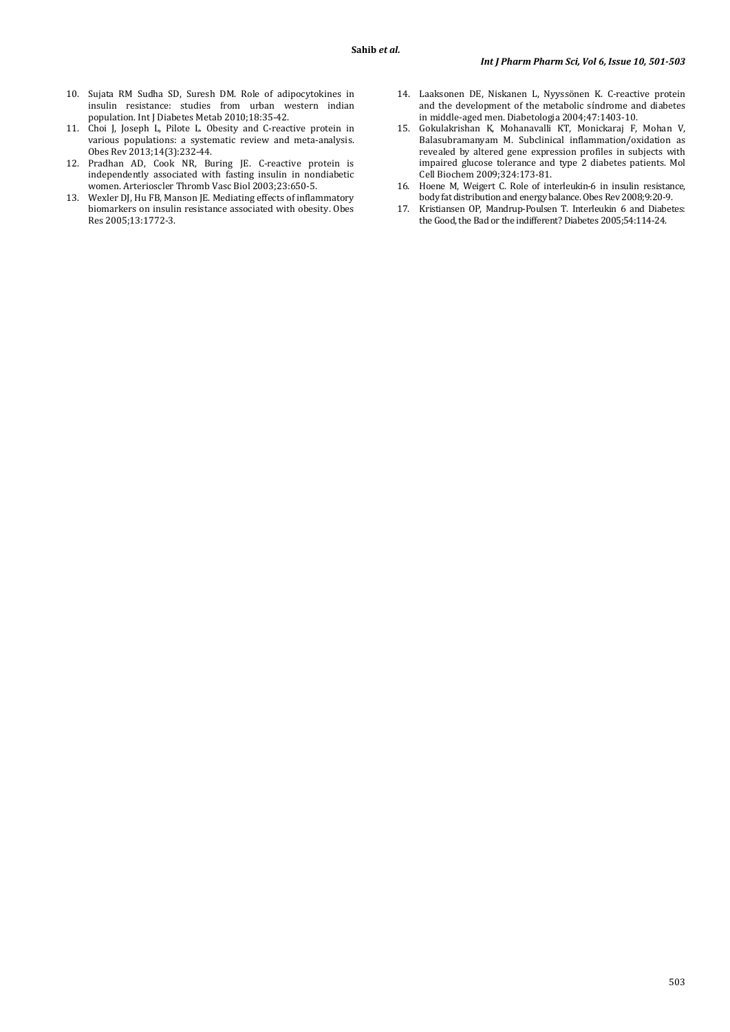10. Sujata RM Sudha SD, Suresh DM. Role of adipocytokines in insulin resistance: studies from urban western indian population. Int J Diabetes Metab 2010;18:35-42.
11. Choi J, Joseph L, Pilote L. Obesity and C-reactive protein in various populations: a systematic review and meta-analysis. Obes Rev 2013;14(3):232-44.
12. Pradhan AD, Cook NR, Buring JE. C-reactive protein is independently associated with fasting insulin in nondiabetic women. Arterioscler Thromb Vasc Biol 2003;23:650-5.
13. Wexler DJ, Hu FB, Manson JE. Mediating effects of inflammatory biomarkers on insulin resistance associated with obesity. Obes Res 2005;13:1772-3.
14. Laaksonen DE, Niskanen L, Nyyssönen K. C-reactive protein and the development of the metabolic síndrome and diabetes in middle-aged men. Diabetologia 2004;47:1403-10.
15. Gokulakrishan K, Mohanavalli KT, Monickaraj F, Mohan V, Balasubramanyam M. Subclinical inflammation/oxidation as revealed by altered gene expression profiles in subjects with impaired glucose tolerance and type 2 diabetes patients. Mol Cell Biochem 2009;324:173-81.
16. Hoene M, Weigert C. Role of interleukin-6 in insulin resistance, body fat distribution and energy balance. Obes Rev 2008;9:20-9.
17. Kristiansen OP, Mandrup-Poulsen T. Interleukin 6 and Diabetes: the Good, the Bad or the indifferent? Diabetes 2005;54:114-24.